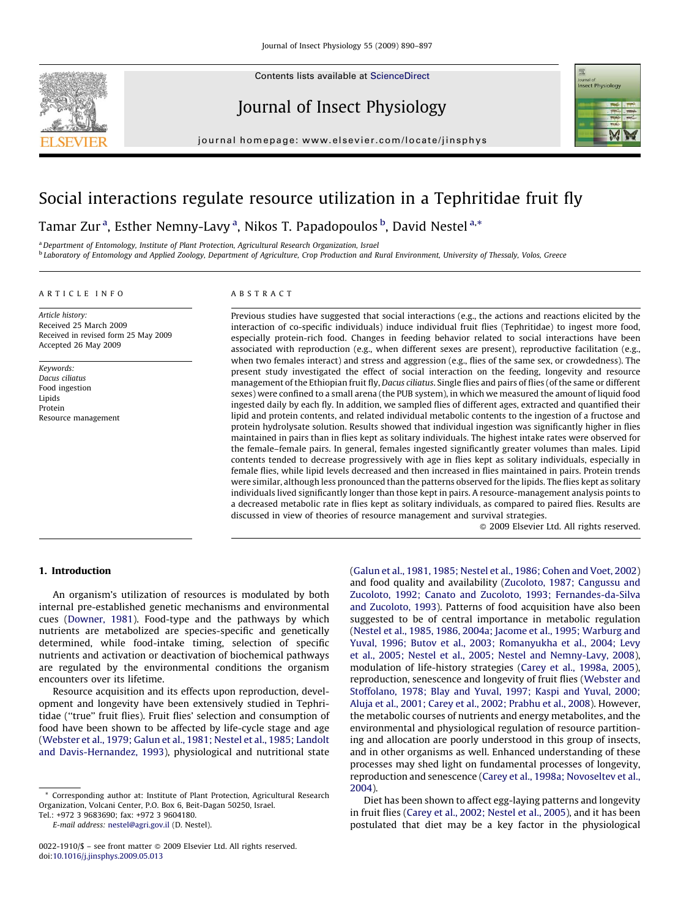# Social interactions regulate resource utilization in a Tephritidae fruit fly

Tamar Zur [a], Esther Nemny-Lavy [a], Nikos T. Papadopoulos [b], David Nestel [a,*]

[a] Department of Entomology, Institute of Plant Protection, Agricultural Research Organization, Israel

[b] Laboratory of Entomology and Applied Zoology, Department of Agriculture, Crop Production and Rural Environment, University of Thessaly, Volos, Greece

## ARTICLE INFO

*Article history:*
Received 25 March 2009
Received in revised form 25 May 2009
Accepted 26 May 2009

*Keywords:*
*Dacus ciliatus*
Food ingestion
Lipids
Protein
Resource management

## ABSTRACT

Previous studies have suggested that social interactions (e.g., the actions and reactions elicited by the interaction of co-specific individuals) induce individual fruit flies (Tephritidae) to ingest more food, especially protein-rich food. Changes in feeding behavior related to social interactions have been associated with reproduction (e.g., when different sexes are present), reproductive facilitation (e.g., when two females interact) and stress and aggression (e.g., flies of the same sex, or crowdedness). The present study investigated the effect of social interaction on the feeding, longevity and resource management of the Ethiopian fruit fly, *Dacus ciliatus*. Single flies and pairs of flies (of the same or different sexes) were confined to a small arena (the PUB system), in which we measured the amount of liquid food ingested daily by each fly. In addition, we sampled flies of different ages, extracted and quantified their lipid and protein contents, and related individual metabolic contents to the ingestion of a fructose and protein hydrolysate solution. Results showed that individual ingestion was significantly higher in flies maintained in pairs than in flies kept as solitary individuals. The highest intake rates were observed for the female–female pairs. In general, females ingested significantly greater volumes than males. Lipid contents tended to decrease progressively with age in flies kept as solitary individuals, especially in female flies, while lipid levels decreased and then increased in flies maintained in pairs. Protein trends were similar, although less pronounced than the patterns observed for the lipids. The flies kept as solitary individuals lived significantly longer than those kept in pairs. A resource-management analysis points to a decreased metabolic rate in flies kept as solitary individuals, as compared to paired flies. Results are discussed in view of theories of resource management and survival strategies.

© 2009 Elsevier Ltd. All rights reserved.

## 1. Introduction

An organism's utilization of resources is modulated by both internal pre-established genetic mechanisms and environmental cues (Downer, 1981). Food-type and the pathways by which nutrients are metabolized are species-specific and genetically determined, while food-intake timing, selection of specific nutrients and activation or deactivation of biochemical pathways are regulated by the environmental conditions the organism encounters over its lifetime.

Resource acquisition and its effects upon reproduction, development and longevity have been extensively studied in Tephritidae ("true" fruit flies). Fruit flies' selection and consumption of food have been shown to be affected by life-cycle stage and age (Webster et al., 1979; Galun et al., 1981; Nestel et al., 1985; Landolt and Davis-Hernandez, 1993), physiological and nutritional state (Galun et al., 1981, 1985; Nestel et al., 1986; Cohen and Voet, 2002) and food quality and availability (Zucoloto, 1987; Cangussu and Zucoloto, 1992; Canato and Zucoloto, 1993; Fernandes-da-Silva and Zucoloto, 1993). Patterns of food acquisition have also been suggested to be of central importance in metabolic regulation (Nestel et al., 1985, 1986, 2004a; Jacome et al., 1995; Warburg and Yuval, 1996; Butov et al., 2003; Romanyukha et al., 2004; Levy et al., 2005; Nestel et al., 2005; Nestel and Nemny-Lavy, 2008), modulation of life-history strategies (Carey et al., 1998a, 2005), reproduction, senescence and longevity of fruit flies (Webster and Stoffolano, 1978; Blay and Yuval, 1997; Kaspi and Yuval, 2000; Aluja et al., 2001; Carey et al., 2002; Prabhu et al., 2008). However, the metabolic courses of nutrients and energy metabolites, and the environmental and physiological regulation of resource partitioning and allocation are poorly understood in this group of insects, and in other organisms as well. Enhanced understanding of these processes may shed light on fundamental processes of longevity, reproduction and senescence (Carey et al., 1998a; Novoseltev et al., 2004).

Diet has been shown to affect egg-laying patterns and longevity in fruit flies (Carey et al., 2002; Nestel et al., 2005), and it has been postulated that diet may be a key factor in the physiological

* Corresponding author at: Institute of Plant Protection, Agricultural Research Organization, Volcani Center, P.O. Box 6, Beit-Dagan 50250, Israel.
Tel.: +972 3 9683690; fax: +972 3 9604180.
*E-mail address:* nestel@agri.gov.il (D. Nestel).

0022-1910/$ – see front matter © 2009 Elsevier Ltd. All rights reserved.
doi:10.1016/j.jinsphys.2009.05.013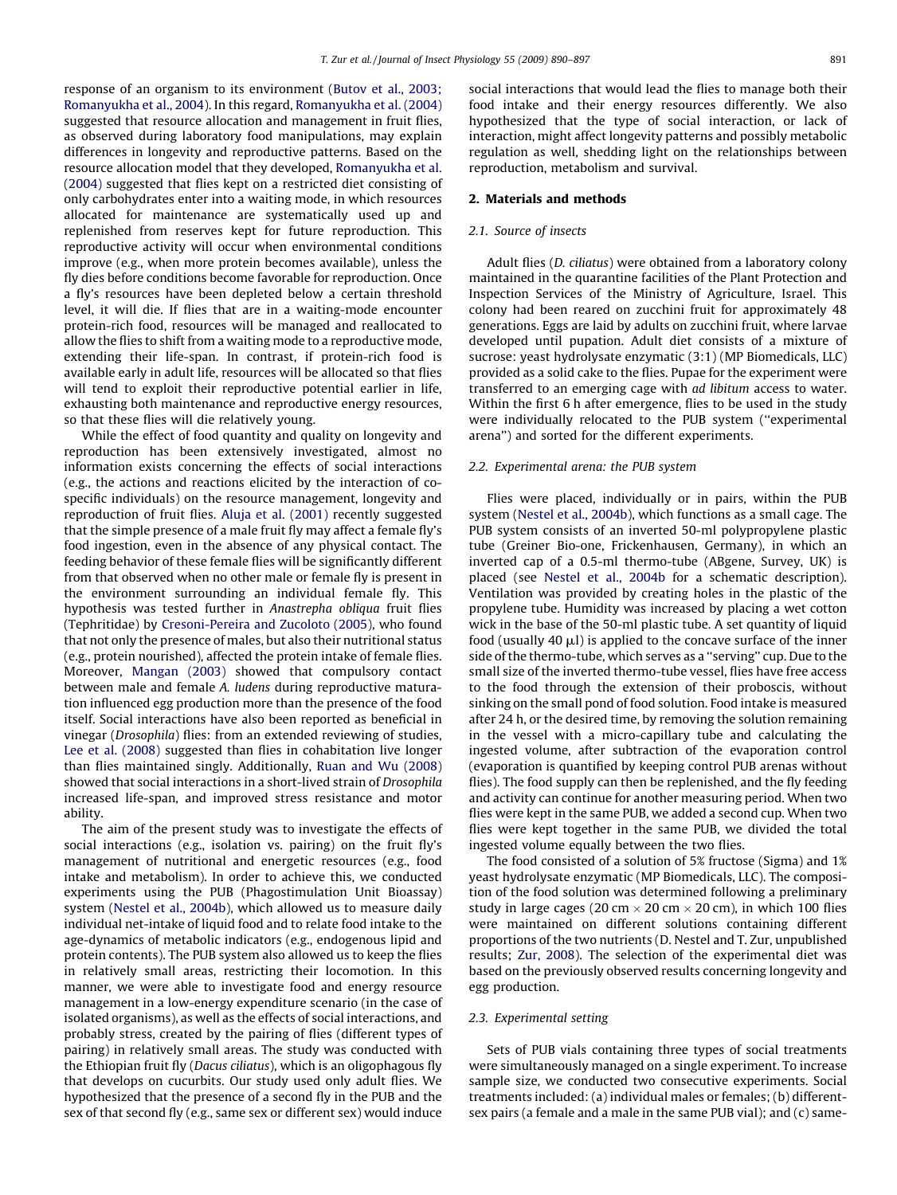response of an organism to its environment (Butov et al., 2003; Romanyukha et al., 2004). In this regard, Romanyukha et al. (2004) suggested that resource allocation and management in fruit flies, as observed during laboratory food manipulations, may explain differences in longevity and reproductive patterns. Based on the resource allocation model that they developed, Romanyukha et al. (2004) suggested that flies kept on a restricted diet consisting of only carbohydrates enter into a waiting mode, in which resources allocated for maintenance are systematically used up and replenished from reserves kept for future reproduction. This reproductive activity will occur when environmental conditions improve (e.g., when more protein becomes available), unless the fly dies before conditions become favorable for reproduction. Once a fly's resources have been depleted below a certain threshold level, it will die. If flies that are in a waiting-mode encounter protein-rich food, resources will be managed and reallocated to allow the flies to shift from a waiting mode to a reproductive mode, extending their life-span. In contrast, if protein-rich food is available early in adult life, resources will be allocated so that flies will tend to exploit their reproductive potential earlier in life, exhausting both maintenance and reproductive energy resources, so that these flies will die relatively young.

While the effect of food quantity and quality on longevity and reproduction has been extensively investigated, almost no information exists concerning the effects of social interactions (e.g., the actions and reactions elicited by the interaction of co-specific individuals) on the resource management, longevity and reproduction of fruit flies. Aluja et al. (2001) recently suggested that the simple presence of a male fruit fly may affect a female fly's food ingestion, even in the absence of any physical contact. The feeding behavior of these female flies will be significantly different from that observed when no other male or female fly is present in the environment surrounding an individual female fly. This hypothesis was tested further in *Anastrepha obliqua* fruit flies (Tephritidae) by Cresoni-Pereira and Zucoloto (2005), who found that not only the presence of males, but also their nutritional status (e.g., protein nourished), affected the protein intake of female flies. Moreover, Mangan (2003) showed that compulsory contact between male and female *A. ludens* during reproductive maturation influenced egg production more than the presence of the food itself. Social interactions have also been reported as beneficial in vinegar (*Drosophila*) flies: from an extended reviewing of studies, Lee et al. (2008) suggested than flies in cohabitation live longer than flies maintained singly. Additionally, Ruan and Wu (2008) showed that social interactions in a short-lived strain of *Drosophila* increased life-span, and improved stress resistance and motor ability.

The aim of the present study was to investigate the effects of social interactions (e.g., isolation vs. pairing) on the fruit fly's management of nutritional and energetic resources (e.g., food intake and metabolism). In order to achieve this, we conducted experiments using the PUB (Phagostimulation Unit Bioassay) system (Nestel et al., 2004b), which allowed us to measure daily individual net-intake of liquid food and to relate food intake to the age-dynamics of metabolic indicators (e.g., endogenous lipid and protein contents). The PUB system also allowed us to keep the flies in relatively small areas, restricting their locomotion. In this manner, we were able to investigate food and energy resource management in a low-energy expenditure scenario (in the case of isolated organisms), as well as the effects of social interactions, and probably stress, created by the pairing of flies (different types of pairing) in relatively small areas. The study was conducted with the Ethiopian fruit fly (*Dacus ciliatus*), which is an oligophagous fly that develops on cucurbits. Our study used only adult flies. We hypothesized that the presence of a second fly in the PUB and the sex of that second fly (e.g., same sex or different sex) would induce social interactions that would lead the flies to manage both their food intake and their energy resources differently. We also hypothesized that the type of social interaction, or lack of interaction, might affect longevity patterns and possibly metabolic regulation as well, shedding light on the relationships between reproduction, metabolism and survival.

## 2. Materials and methods

### 2.1. Source of insects

Adult flies (*D. ciliatus*) were obtained from a laboratory colony maintained in the quarantine facilities of the Plant Protection and Inspection Services of the Ministry of Agriculture, Israel. This colony had been reared on zucchini fruit for approximately 48 generations. Eggs are laid by adults on zucchini fruit, where larvae developed until pupation. Adult diet consists of a mixture of sucrose: yeast hydrolysate enzymatic (3:1) (MP Biomedicals, LLC) provided as a solid cake to the flies. Pupae for the experiment were transferred to an emerging cage with *ad libitum* access to water. Within the first 6 h after emergence, flies to be used in the study were individually relocated to the PUB system ("experimental arena") and sorted for the different experiments.

### 2.2. Experimental arena: the PUB system

Flies were placed, individually or in pairs, within the PUB system (Nestel et al., 2004b), which functions as a small cage. The PUB system consists of an inverted 50-ml polypropylene plastic tube (Greiner Bio-one, Frickenhausen, Germany), in which an inverted cap of a 0.5-ml thermo-tube (ABgene, Survey, UK) is placed (see Nestel et al., 2004b for a schematic description). Ventilation was provided by creating holes in the plastic of the propylene tube. Humidity was increased by placing a wet cotton wick in the base of the 50-ml plastic tube. A set quantity of liquid food (usually 40 μl) is applied to the concave surface of the inner side of the thermo-tube, which serves as a "serving" cup. Due to the small size of the inverted thermo-tube vessel, flies have free access to the food through the extension of their proboscis, without sinking on the small pond of food solution. Food intake is measured after 24 h, or the desired time, by removing the solution remaining in the vessel with a micro-capillary tube and calculating the ingested volume, after subtraction of the evaporation control (evaporation is quantified by keeping control PUB arenas without flies). The food supply can then be replenished, and the fly feeding and activity can continue for another measuring period. When two flies were kept in the same PUB, we added a second cup. When two flies were kept together in the same PUB, we divided the total ingested volume equally between the two flies.

The food consisted of a solution of 5% fructose (Sigma) and 1% yeast hydrolysate enzymatic (MP Biomedicals, LLC). The composition of the food solution was determined following a preliminary study in large cages (20 cm × 20 cm × 20 cm), in which 100 flies were maintained on different solutions containing different proportions of the two nutrients (D. Nestel and T. Zur, unpublished results; Zur, 2008). The selection of the experimental diet was based on the previously observed results concerning longevity and egg production.

### 2.3. Experimental setting

Sets of PUB vials containing three types of social treatments were simultaneously managed on a single experiment. To increase sample size, we conducted two consecutive experiments. Social treatments included: (a) individual males or females; (b) different-sex pairs (a female and a male in the same PUB vial); and (c) same-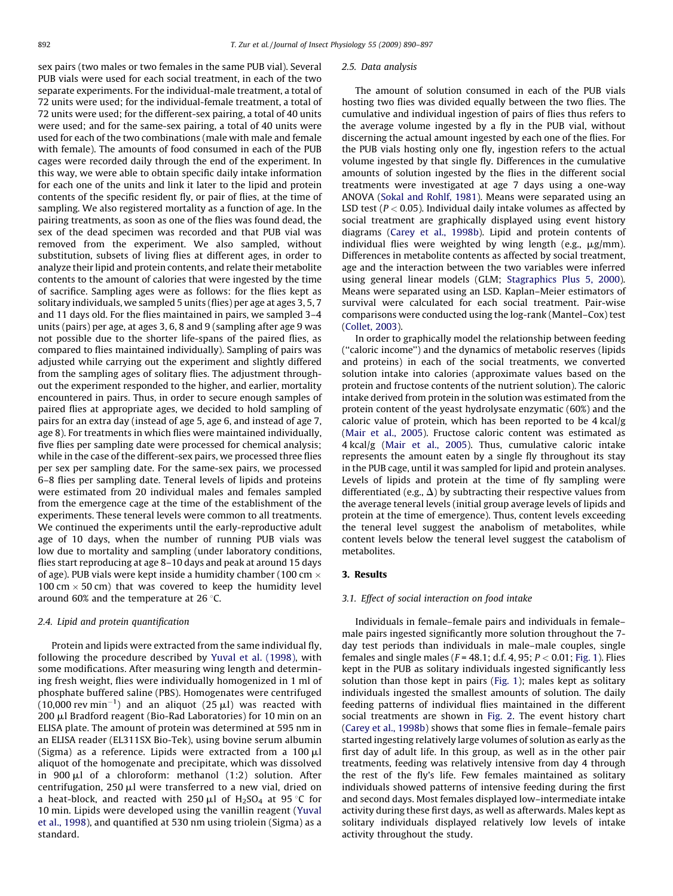sex pairs (two males or two females in the same PUB vial). Several PUB vials were used for each social treatment, in each of the two separate experiments. For the individual-male treatment, a total of 72 units were used; for the individual-female treatment, a total of 72 units were used; for the different-sex pairing, a total of 40 units were used; and for the same-sex pairing, a total of 40 units were used for each of the two combinations (male with male and female with female). The amounts of food consumed in each of the PUB cages were recorded daily through the end of the experiment. In this way, we were able to obtain specific daily intake information for each one of the units and link it later to the lipid and protein contents of the specific resident fly, or pair of flies, at the time of sampling. We also registered mortality as a function of age. In the pairing treatments, as soon as one of the flies was found dead, the sex of the dead specimen was recorded and that PUB vial was removed from the experiment. We also sampled, without substitution, subsets of living flies at different ages, in order to analyze their lipid and protein contents, and relate their metabolite contents to the amount of calories that were ingested by the time of sacrifice. Sampling ages were as follows: for the flies kept as solitary individuals, we sampled 5 units (flies) per age at ages 3, 5, 7 and 11 days old. For the flies maintained in pairs, we sampled 3–4 units (pairs) per age, at ages 3, 6, 8 and 9 (sampling after age 9 was not possible due to the shorter life-spans of the paired flies, as compared to flies maintained individually). Sampling of pairs was adjusted while carrying out the experiment and slightly differed from the sampling ages of solitary flies. The adjustment throughout the experiment responded to the higher, and earlier, mortality encountered in pairs. Thus, in order to secure enough samples of paired flies at appropriate ages, we decided to hold sampling of pairs for an extra day (instead of age 5, age 6, and instead of age 7, age 8). For treatments in which flies were maintained individually, five flies per sampling date were processed for chemical analysis; while in the case of the different-sex pairs, we processed three flies per sex per sampling date. For the same-sex pairs, we processed 6–8 flies per sampling date. Teneral levels of lipids and proteins were estimated from 20 individual males and females sampled from the emergence cage at the time of the establishment of the experiments. These teneral levels were common to all treatments. We continued the experiments until the early-reproductive adult age of 10 days, when the number of running PUB vials was low due to mortality and sampling (under laboratory conditions, flies start reproducing at age 8–10 days and peak at around 15 days of age). PUB vials were kept inside a humidity chamber (100 cm × 100 cm × 50 cm) that was covered to keep the humidity level around 60% and the temperature at 26 °C.

### 2.4. Lipid and protein quantification

Protein and lipids were extracted from the same individual fly, following the procedure described by Yuval et al. (1998), with some modifications. After measuring wing length and determining fresh weight, flies were individually homogenized in 1 ml of phosphate buffered saline (PBS). Homogenates were centrifuged (10,000 rev $\text{min}^{-1}$) and an aliquot (25 μl) was reacted with 200 μl Bradford reagent (Bio-Rad Laboratories) for 10 min on an ELISA plate. The amount of protein was determined at 595 nm in an ELISA reader (EL311SX Bio-Tek), using bovine serum albumin (Sigma) as a reference. Lipids were extracted from a 100 μl aliquot of the homogenate and precipitate, which was dissolved in 900 μl of a chloroform: methanol (1:2) solution. After centrifugation, 250 μl were transferred to a new vial, dried on a heat-block, and reacted with 250 μl of $H_2SO_4$ at 95 °C for 10 min. Lipids were developed using the vanillin reagent (Yuval et al., 1998), and quantified at 530 nm using triolein (Sigma) as a standard.

### 2.5. Data analysis

The amount of solution consumed in each of the PUB vials hosting two flies was divided equally between the two flies. The cumulative and individual ingestion of pairs of flies thus refers to the average volume ingested by a fly in the PUB vial, without discerning the actual amount ingested by each one of the flies. For the PUB vials hosting only one fly, ingestion refers to the actual volume ingested by that single fly. Differences in the cumulative amounts of solution ingested by the flies in the different social treatments were investigated at age 7 days using a one-way ANOVA (Sokal and Rohlf, 1981). Means were separated using an LSD test ($P < 0.05$). Individual daily intake volumes as affected by social treatment are graphically displayed using event history diagrams (Carey et al., 1998b). Lipid and protein contents of individual flies were weighted by wing length (e.g., μg/mm). Differences in metabolite contents as affected by social treatment, age and the interaction between the two variables were inferred using general linear models (GLM; Stagraphics Plus 5, 2000). Means were separated using an LSD. Kaplan–Meier estimators of survival were calculated for each social treatment. Pair-wise comparisons were conducted using the log-rank (Mantel–Cox) test (Collet, 2003).

In order to graphically model the relationship between feeding ("caloric income") and the dynamics of metabolic reserves (lipids and proteins) in each of the social treatments, we converted solution intake into calories (approximate values based on the protein and fructose contents of the nutrient solution). The caloric intake derived from protein in the solution was estimated from the protein content of the yeast hydrolysate enzymatic (60%) and the caloric value of protein, which has been reported to be 4 kcal/g (Mair et al., 2005). Fructose caloric content was estimated as 4 kcal/g (Mair et al., 2005). Thus, cumulative caloric intake represents the amount eaten by a single fly throughout its stay in the PUB cage, until it was sampled for lipid and protein analyses. Levels of lipids and protein at the time of fly sampling were differentiated (e.g., $\Delta$) by subtracting their respective values from the average teneral levels (initial group average levels of lipids and protein at the time of emergence). Thus, content levels exceeding the teneral level suggest the anabolism of metabolites, while content levels below the teneral level suggest the catabolism of metabolites.

## 3. Results

### 3.1. Effect of social interaction on food intake

Individuals in female–female pairs and individuals in female–male pairs ingested significantly more solution throughout the 7-day test periods than individuals in male–male couples, single females and single males ($F = 48.1$; d.f. 4, 95; $P < 0.01$; Fig. 1). Flies kept in the PUB as solitary individuals ingested significantly less solution than those kept in pairs (Fig. 1); males kept as solitary individuals ingested the smallest amounts of solution. The daily feeding patterns of individual flies maintained in the different social treatments are shown in Fig. 2. The event history chart (Carey et al., 1998b) shows that some flies in female–female pairs started ingesting relatively large volumes of solution as early as the first day of adult life. In this group, as well as in the other pair treatments, feeding was relatively intensive from day 4 through the rest of the fly's life. Few females maintained as solitary individuals showed patterns of intensive feeding during the first and second days. Most females displayed low–intermediate intake activity during these first days, as well as afterwards. Males kept as solitary individuals displayed relatively low levels of intake activity throughout the study.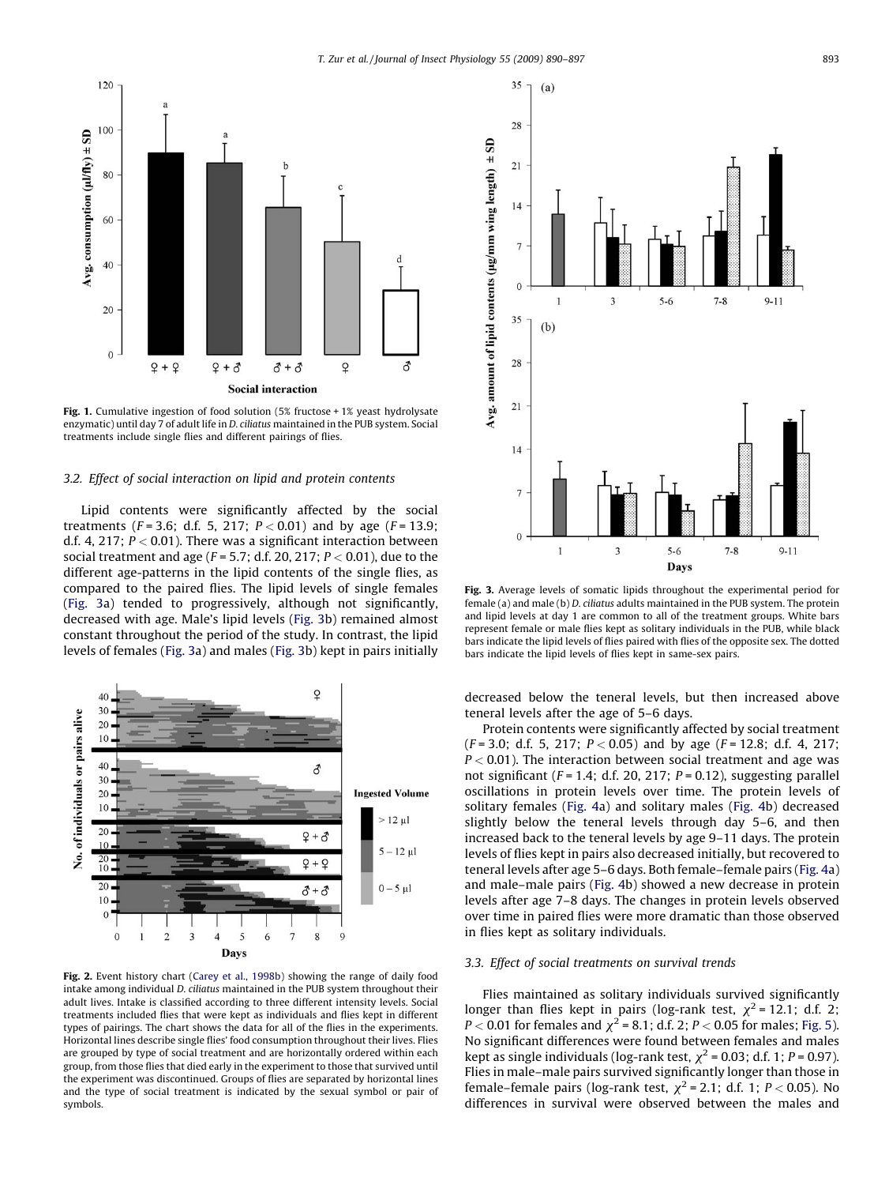Fig. 1. Cumulative ingestion of food solution (5% fructose + 1% yeast hydrolysate enzymatic) until day 7 of adult life in *D. ciliatus* maintained in the PUB system. Social treatments include single flies and different pairings of flies.

### 3.2. Effect of social interaction on lipid and protein contents

Lipid contents were significantly affected by the social treatments ($F = 3.6$; d.f. 5, 217; $P < 0.01$) and by age ($F = 13.9$; d.f. 4, 217; $P < 0.01$). There was a significant interaction between social treatment and age ($F = 5.7$; d.f. 20, 217; $P < 0.01$), due to the different age-patterns in the lipid contents of the single flies, as compared to the paired flies. The lipid levels of single females (Fig. 3a) tended to progressively, although not significantly, decreased with age. Male's lipid levels (Fig. 3b) remained almost constant throughout the period of the study. In contrast, the lipid levels of females (Fig. 3a) and males (Fig. 3b) kept in pairs initially decreased below the teneral levels, but then increased above teneral levels after the age of 5–6 days.

Protein contents were significantly affected by social treatment ($F = 3.0$; d.f. 5, 217; $P < 0.05$) and by age ($F = 12.8$; d.f. 4, 217; $P < 0.01$). The interaction between social treatment and age was not significant ($F = 1.4$; d.f. 20, 217; $P = 0.12$), suggesting parallel oscillations in protein levels over time. The protein levels of solitary females (Fig. 4a) and solitary males (Fig. 4b) decreased slightly below the teneral levels through day 5–6, and then increased back to the teneral levels by age 9–11 days. The protein levels of flies kept in pairs also decreased initially, but recovered to teneral levels after age 5–6 days. Both female–female pairs (Fig. 4a) and male–male pairs (Fig. 4b) showed a new decrease in protein levels after age 7–8 days. The changes in protein levels observed over time in paired flies were more dramatic than those observed in flies kept as solitary individuals.

Fig. 2. Event history chart (Carey et al., 1998b) showing the range of daily food intake among individual *D. ciliatus* maintained in the PUB system throughout their adult lives. Intake is classified according to three different intensity levels. Social treatments included flies that were kept as individuals and flies kept in different types of pairings. The chart shows the data for all of the flies in the experiments. Horizontal lines describe single flies' food consumption throughout their lives. Flies are grouped by type of social treatment and are horizontally ordered within each group, from those flies that died early in the experiment to those that survived until the experiment was discontinued. Groups of flies are separated by horizontal lines and the type of social treatment is indicated by the sexual symbol or pair of symbols.

Fig. 3. Average levels of somatic lipids throughout the experimental period for female (a) and male (b) *D. ciliatus* adults maintained in the PUB system. The protein and lipid levels at day 1 are common to all of the treatment groups. White bars represent female or male flies kept as solitary individuals in the PUB, while black bars indicate the lipid levels of flies paired with flies of the opposite sex. The dotted bars indicate the lipid levels of flies kept in same-sex pairs.

### 3.3. Effect of social treatments on survival trends

Flies maintained as solitary individuals survived significantly longer than flies kept in pairs (log-rank test, $\chi^2 = 12.1$; d.f. 2; $P < 0.01$ for females and $\chi^2 = 8.1$; d.f. 2; $P < 0.05$ for males; Fig. 5). No significant differences were found between females and males kept as single individuals (log-rank test, $\chi^2 = 0.03$; d.f. 1; $P = 0.97$). Flies in male–male pairs survived significantly longer than those in female–female pairs (log-rank test, $\chi^2 = 2.1$; d.f. 1; $P < 0.05$). No differences in survival were observed between the males and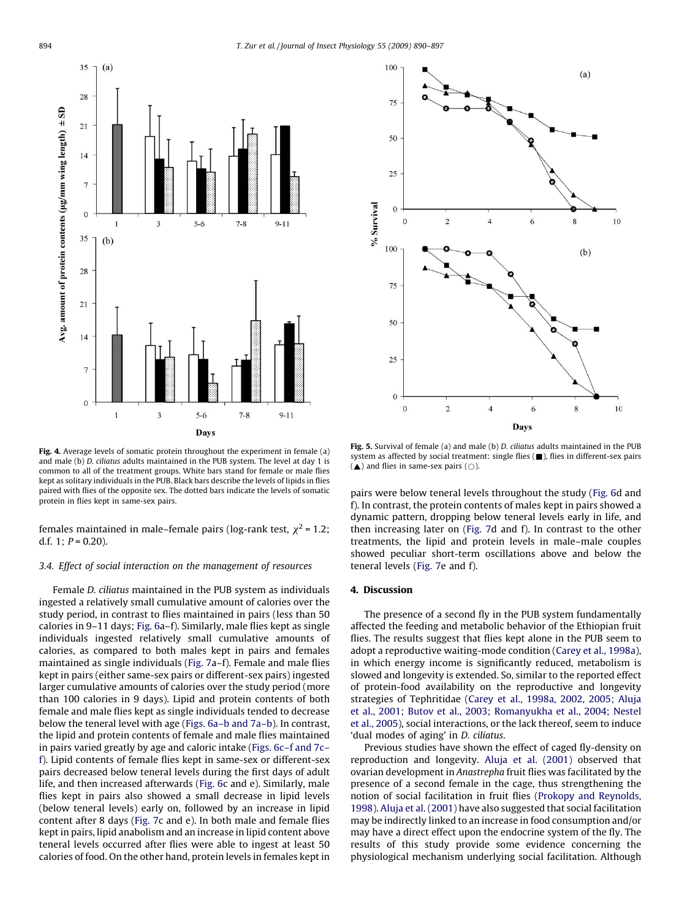Fig. 4. Average levels of somatic protein throughout the experiment in female (a) and male (b) *D. ciliatus* adults maintained in the PUB system. The level at day 1 is common to all of the treatment groups. White bars stand for female or male flies kept as solitary individuals in the PUB. Black bars describe the levels of lipids in flies paired with flies of the opposite sex. The dotted bars indicate the levels of somatic protein in flies kept in same-sex pairs.

Fig. 5. Survival of female (a) and male (b) *D. ciliatus* adults maintained in the PUB system as affected by social treatment: single flies (■), flies in different-sex pairs (▲) and flies in same-sex pairs (○).

females maintained in male–female pairs (log-rank test, $\chi^2 = 1.2$; d.f. 1; $P = 0.20$).

### 3.4. Effect of social interaction on the management of resources

Female *D. ciliatus* maintained in the PUB system as individuals ingested a relatively small cumulative amount of calories over the study period, in contrast to flies maintained in pairs (less than 50 calories in 9–11 days; Fig. 6a–f). Similarly, male flies kept as single individuals ingested relatively small cumulative amounts of calories, as compared to both males kept in pairs and females maintained as single individuals (Fig. 7a–f). Female and male flies kept in pairs (either same-sex pairs or different-sex pairs) ingested larger cumulative amounts of calories over the study period (more than 100 calories in 9 days). Lipid and protein contents of both female and male flies kept as single individuals tended to decrease below the teneral level with age (Figs. 6a–b and 7a–b). In contrast, the lipid and protein contents of female and male flies maintained in pairs varied greatly by age and caloric intake (Figs. 6c–f and 7c–f). Lipid contents of female flies kept in same-sex or different-sex pairs decreased below teneral levels during the first days of adult life, and then increased afterwards (Fig. 6c and e). Similarly, male flies kept in pairs also showed a small decrease in lipid levels (below teneral levels) early on, followed by an increase in lipid content after 8 days (Fig. 7c and e). In both male and female flies kept in pairs, lipid anabolism and an increase in lipid content above teneral levels occurred after flies were able to ingest at least 50 calories of food. On the other hand, protein levels in females kept in pairs were below teneral levels throughout the study (Fig. 6d and f). In contrast, the protein contents of males kept in pairs showed a dynamic pattern, dropping below teneral levels early in life, and then increasing later on (Fig. 7d and f). In contrast to the other treatments, the lipid and protein levels in male–male couples showed peculiar short-term oscillations above and below the teneral levels (Fig. 7e and f).

## 4. Discussion

The presence of a second fly in the PUB system fundamentally affected the feeding and metabolic behavior of the Ethiopian fruit flies. The results suggest that flies kept alone in the PUB seem to adopt a reproductive waiting-mode condition (Carey et al., 1998a), in which energy income is significantly reduced, metabolism is slowed and longevity is extended. So, similar to the reported effect of protein-food availability on the reproductive and longevity strategies of Tephritidae (Carey et al., 1998a, 2002, 2005; Aluja et al., 2001; Butov et al., 2003; Romanyukha et al., 2004; Nestel et al., 2005), social interactions, or the lack thereof, seem to induce 'dual modes of aging' in *D. ciliatus*.

Previous studies have shown the effect of caged fly-density on reproduction and longevity. Aluja et al. (2001) observed that ovarian development in *Anastrepha* fruit flies was facilitated by the presence of a second female in the cage, thus strengthening the notion of social facilitation in fruit flies (Prokopy and Reynolds, 1998). Aluja et al. (2001) have also suggested that social facilitation may be indirectly linked to an increase in food consumption and/or may have a direct effect upon the endocrine system of the fly. The results of this study provide some evidence concerning the physiological mechanism underlying social facilitation. Although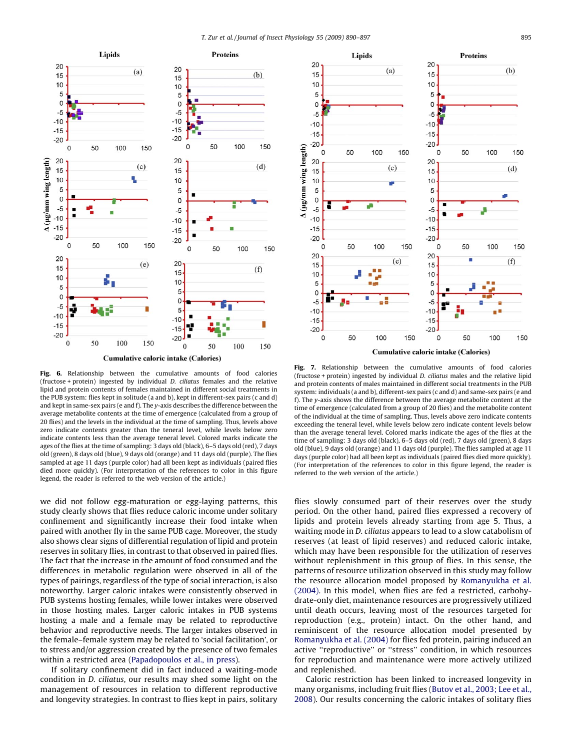Lipids

Proteins

(a)

(b)

(c)

(d)

(e)

(f)

Δ (µg/mm wing length)

Cumulative caloric intake (Calories)

**Fig. 6.** Relationship between the cumulative amounts of food calories (fructose + protein) ingested by individual *D. ciliatus* females and the relative lipid and protein contents of females maintained in different social treatments in the PUB system: flies kept in solitude (a and b), kept in different-sex pairs (c and d) and kept in same-sex pairs (e and f). The *y*-axis describes the difference between the average metabolite contents at the time of emergence (calculated from a group of 20 flies) and the levels in the individual at the time of sampling. Thus, levels above zero indicate contents greater than the teneral level, while levels below zero indicate contents less than the average teneral level. Colored marks indicate the ages of the flies at the time of sampling: 3 days old (black), 6–5 days old (red), 7 days old (green), 8 days old (blue), 9 days old (orange) and 11 days old (purple). The flies sampled at age 11 days (purple color) had all been kept as individuals (paired flies died more quickly). (For interpretation of the references to color in this figure legend, the reader is referred to the web version of the article.)

Lipids

Proteins

(a)

(b)

(c)

(d)

(e)

(f)

Δ (µg/mm wing length)

Cumulative caloric intake (Calories)

**Fig. 7.** Relationship between the cumulative amounts of food calories (fructose + protein) ingested by individual *D. ciliatus* males and the relative lipid and protein contents of males maintained in different social treatments in the PUB system: individuals (a and b), different-sex pairs (c and d) and same-sex pairs (e and f). The *y*-axis shows the difference between the average metabolite content at the time of emergence (calculated from a group of 20 flies) and the metabolite content of the individual at the time of sampling. Thus, levels above zero indicate contents exceeding the teneral level, while levels below zero indicate content levels below than the average teneral level. Colored marks indicate the ages of the flies at the time of sampling: 3 days old (black), 6–5 days old (red), 7 days old (green), 8 days old (blue), 9 days old (orange) and 11 days old (purple). The flies sampled at age 11 days (purple color) had all been kept as individuals (paired flies died more quickly). (For interpretation of the references to color in this figure legend, the reader is referred to the web version of the article.)

we did not follow egg-maturation or egg-laying patterns, this study clearly shows that flies reduce caloric income under solitary confinement and significantly increase their food intake when paired with another fly in the same PUB cage. Moreover, the study also shows clear signs of differential regulation of lipid and protein reserves in solitary flies, in contrast to that observed in paired flies. The fact that the increase in the amount of food consumed and the differences in metabolic regulation were observed in all of the types of pairings, regardless of the type of social interaction, is also noteworthy. Larger caloric intakes were consistently observed in PUB systems hosting females, while lower intakes were observed in those hosting males. Larger caloric intakes in PUB systems hosting a male and a female may be related to reproductive behavior and reproductive needs. The larger intakes observed in the female–female system may be related to 'social facilitation', or to stress and/or aggression created by the presence of two females within a restricted area (Papadopoulos et al., in press).

If solitary confinement did in fact induced a waiting-mode condition in *D. ciliatus*, our results may shed some light on the management of resources in relation to different reproductive and longevity strategies. In contrast to flies kept in pairs, solitary flies slowly consumed part of their reserves over the study period. On the other hand, paired flies expressed a recovery of lipids and protein levels already starting from age 5. Thus, a waiting mode in *D. ciliatus* appears to lead to a slow catabolism of reserves (at least of lipid reserves) and reduced caloric intake, which may have been responsible for the utilization of reserves without replenishment in this group of flies. In this sense, the patterns of resource utilization observed in this study may follow the resource allocation model proposed by Romanyukha et al. (2004). In this model, when flies are fed a restricted, carbohydrate-only diet, maintenance resources are progressively utilized until death occurs, leaving most of the resources targeted for reproduction (e.g., protein) intact. On the other hand, and reminiscent of the resource allocation model presented by Romanyukha et al. (2004) for flies fed protein, pairing induced an active "reproductive" or "stress" condition, in which resources for reproduction and maintenance were more actively utilized and replenished.

Caloric restriction has been linked to increased longevity in many organisms, including fruit flies (Butov et al., 2003; Lee et al., 2008). Our results concerning the caloric intakes of solitary flies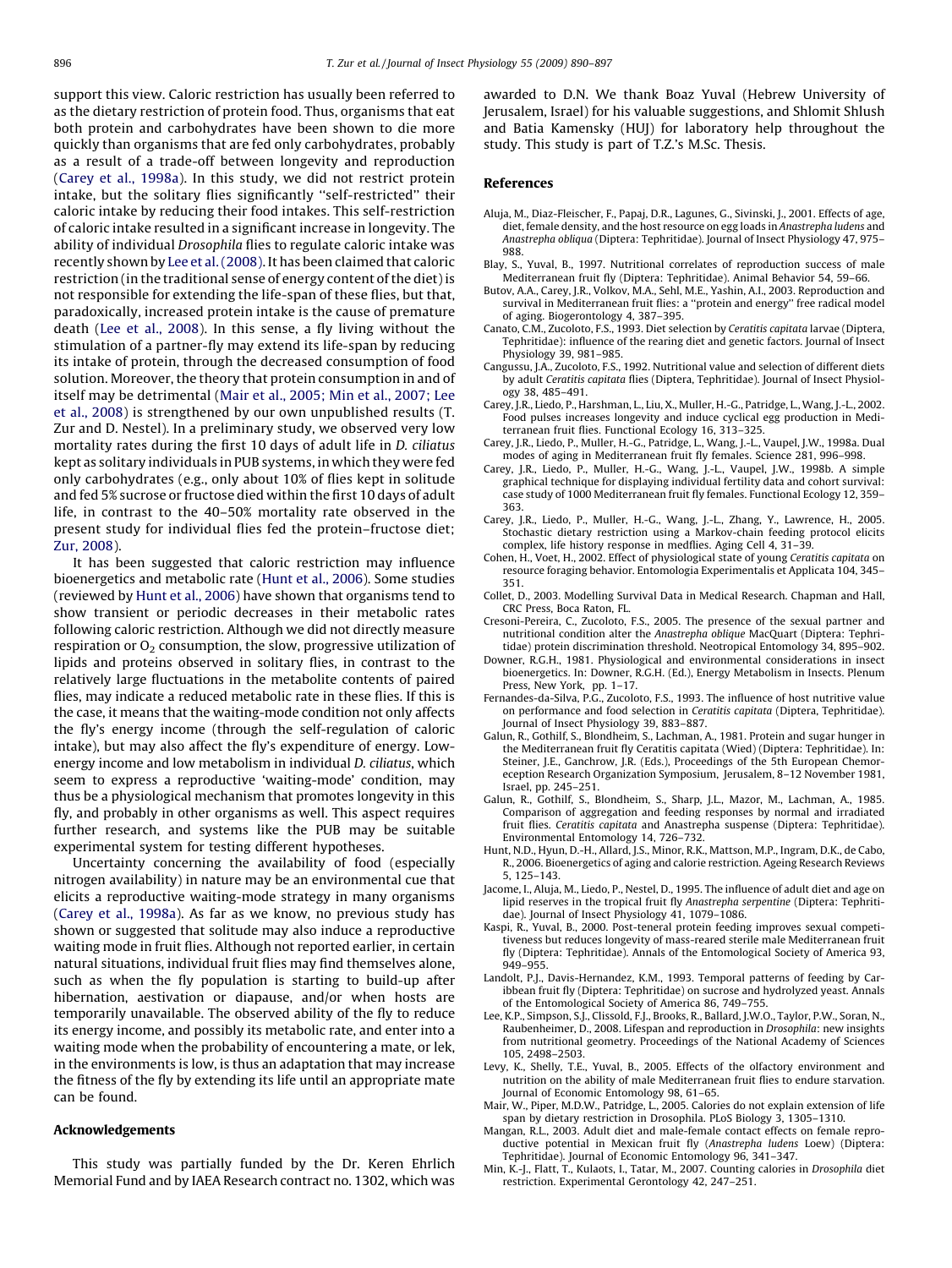support this view. Caloric restriction has usually been referred to as the dietary restriction of protein food. Thus, organisms that eat both protein and carbohydrates have been shown to die more quickly than organisms that are fed only carbohydrates, probably as a result of a trade-off between longevity and reproduction (Carey et al., 1998a). In this study, we did not restrict protein intake, but the solitary flies significantly ''self-restricted'' their caloric intake by reducing their food intakes. This self-restriction of caloric intake resulted in a significant increase in longevity. The ability of individual *Drosophila* flies to regulate caloric intake was recently shown by Lee et al. (2008). It has been claimed that caloric restriction (in the traditional sense of energy content of the diet) is not responsible for extending the life-span of these flies, but that, paradoxically, increased protein intake is the cause of premature death (Lee et al., 2008). In this sense, a fly living without the stimulation of a partner-fly may extend its life-span by reducing its intake of protein, through the decreased consumption of food solution. Moreover, the theory that protein consumption in and of itself may be detrimental (Mair et al., 2005; Min et al., 2007; Lee et al., 2008) is strengthened by our own unpublished results (T. Zur and D. Nestel). In a preliminary study, we observed very low mortality rates during the first 10 days of adult life in *D. ciliatus* kept as solitary individuals in PUB systems, in which they were fed only carbohydrates (e.g., only about 10% of flies kept in solitude and fed 5% sucrose or fructose died within the first 10 days of adult life, in contrast to the 40–50% mortality rate observed in the present study for individual flies fed the protein–fructose diet; Zur, 2008).

It has been suggested that caloric restriction may influence bioenergetics and metabolic rate (Hunt et al., 2006). Some studies (reviewed by Hunt et al., 2006) have shown that organisms tend to show transient or periodic decreases in their metabolic rates following caloric restriction. Although we did not directly measure respiration or $O_2$ consumption, the slow, progressive utilization of lipids and proteins observed in solitary flies, in contrast to the relatively large fluctuations in the metabolite contents of paired flies, may indicate a reduced metabolic rate in these flies. If this is the case, it means that the waiting-mode condition not only affects the fly's energy income (through the self-regulation of caloric intake), but may also affect the fly's expenditure of energy. Low-energy income and low metabolism in individual *D. ciliatus*, which seem to express a reproductive 'waiting-mode' condition, may thus be a physiological mechanism that promotes longevity in this fly, and probably in other organisms as well. This aspect requires further research, and systems like the PUB may be suitable experimental system for testing different hypotheses.

Uncertainty concerning the availability of food (especially nitrogen availability) in nature may be an environmental cue that elicits a reproductive waiting-mode strategy in many organisms (Carey et al., 1998a). As far as we know, no previous study has shown or suggested that solitude may also induce a reproductive waiting mode in fruit flies. Although not reported earlier, in certain natural situations, individual fruit flies may find themselves alone, such as when the fly population is starting to build-up after hibernation, aestivation or diapause, and/or when hosts are temporarily unavailable. The observed ability of the fly to reduce its energy income, and possibly its metabolic rate, and enter into a waiting mode when the probability of encountering a mate, or lek, in the environments is low, is thus an adaptation that may increase the fitness of the fly by extending its life until an appropriate mate can be found.

## Acknowledgements

This study was partially funded by the Dr. Keren Ehrlich Memorial Fund and by IAEA Research contract no. 1302, which was awarded to D.N. We thank Boaz Yuval (Hebrew University of Jerusalem, Israel) for his valuable suggestions, and Shlomit Shlush and Batia Kamensky (HUJ) for laboratory help throughout the study. This study is part of T.Z.'s M.Sc. Thesis.

## References

- Aluja, M., Diaz-Fleischer, F., Papaj, D.R., Lagunes, G., Sivinski, J., 2001. Effects of age, diet, female density, and the host resource on egg loads in *Anastrepha ludens* and *Anastrepha obliqua* (Diptera: Tephritidae). Journal of Insect Physiology 47, 975–988.
- Blay, S., Yuval, B., 1997. Nutritional correlates of reproduction success of male Mediterranean fruit fly (Diptera: Tephritidae). Animal Behavior 54, 59–66.
- Butov, A.A., Carey, J.R., Volkov, M.A., Sehl, M.E., Yashin, A.I., 2003. Reproduction and survival in Mediterranean fruit flies: a ''protein and energy'' free radical model of aging. Biogerontology 4, 387–395.
- Canato, C.M., Zucoloto, F.S., 1993. Diet selection by *Ceratitis capitata* larvae (Diptera, Tephritidae): influence of the rearing diet and genetic factors. Journal of Insect Physiology 39, 981–985.
- Cangussu, J.A., Zucoloto, F.S., 1992. Nutritional value and selection of different diets by adult *Ceratitis capitata* flies (Diptera, Tephritidae). Journal of Insect Physiology 38, 485–491.
- Carey, J.R., Liedo, P., Harshman, L., Liu, X., Muller, H.-G., Patridge, L., Wang, J.-L., 2002. Food pulses increases longevity and induce cyclical egg production in Mediterranean fruit flies. Functional Ecology 16, 313–325.
- Carey, J.R., Liedo, P., Muller, H.-G., Patridge, L., Wang, J.-L., Vaupel, J.W., 1998a. Dual modes of aging in Mediterranean fruit fly females. Science 281, 996–998.
- Carey, J.R., Liedo, P., Muller, H.-G., Wang, J.-L., Vaupel, J.W., 1998b. A simple graphical technique for displaying individual fertility data and cohort survival: case study of 1000 Mediterranean fruit fly females. Functional Ecology 12, 359–363.
- Carey, J.R., Liedo, P., Muller, H.-G., Wang, J.-L., Zhang, Y., Lawrence, H., 2005. Stochastic dietary restriction using a Markov-chain feeding protocol elicits complex, life history response in medflies. Aging Cell 4, 31–39.
- Cohen, H., Voet, H., 2002. Effect of physiological state of young *Ceratitis capitata* on resource foraging behavior. Entomologia Experimentalis et Applicata 104, 345–351.
- Collet, D., 2003. Modelling Survival Data in Medical Research. Chapman and Hall, CRC Press, Boca Raton, FL.
- Cresoni-Pereira, C., Zucoloto, F.S., 2005. The presence of the sexual partner and nutritional condition alter the *Anastrepha oblique* MacQuart (Diptera: Tephritidae) protein discrimination threshold. Neotropical Entomology 34, 895–902.
- Downer, R.G.H., 1981. Physiological and environmental considerations in insect bioenergetics. In: Downer, R.G.H. (Ed.), Energy Metabolism in Insects. Plenum Press, New York, pp. 1–17.
- Fernandes-da-Silva, P.G., Zucoloto, F.S., 1993. The influence of host nutritive value on performance and food selection in *Ceratitis capitata* (Diptera, Tephritidae). Journal of Insect Physiology 39, 883–887.
- Galun, R., Gothilf, S., Blondheim, S., Lachman, A., 1981. Protein and sugar hunger in the Mediterranean fruit fly Ceratitis capitata (Wied) (Diptera: Tephritidae). In: Steiner, J.E., Ganchrow, J.R. (Eds.), Proceedings of the 5th European Chemoreception Research Organization Symposium, Jerusalem, 8–12 November 1981, Israel, pp. 245–251.
- Galun, R., Gothilf, S., Blondheim, S., Sharp, J.L., Mazor, M., Lachman, A., 1985. Comparison of aggregation and feeding responses by normal and irradiated fruit flies. *Ceratitis capitata* and Anastrepha suspense (Diptera: Tephritidae). Environmental Entomology 14, 726–732.
- Hunt, N.D., Hyun, D.-H., Allard, J.S., Minor, R.K., Mattson, M.P., Ingram, D.K., de Cabo, R., 2006. Bioenergetics of aging and calorie restriction. Ageing Research Reviews 5, 125–143.
- Jacome, I., Aluja, M., Liedo, P., Nestel, D., 1995. The influence of adult diet and age on lipid reserves in the tropical fruit fly *Anastrepha serpentine* (Diptera: Tephritidae). Journal of Insect Physiology 41, 1079–1086.
- Kaspi, R., Yuval, B., 2000. Post-teneral protein feeding improves sexual competitiveness but reduces longevity of mass-reared sterile male Mediterranean fruit fly (Diptera: Tephritidae). Annals of the Entomological Society of America 93, 949–955.
- Landolt, P.J., Davis-Hernandez, K.M., 1993. Temporal patterns of feeding by Caribbean fruit fly (Diptera: Tephritidae) on sucrose and hydrolyzed yeast. Annals of the Entomological Society of America 86, 749–755.
- Lee, K.P., Simpson, S.J., Clissold, F.J., Brooks, R., Ballard, J.W.O., Taylor, P.W., Soran, N., Raubenheimer, D., 2008. Lifespan and reproduction in *Drosophila*: new insights from nutritional geometry. Proceedings of the National Academy of Sciences 105, 2498–2503.
- Levy, K., Shelly, T.E., Yuval, B., 2005. Effects of the olfactory environment and nutrition on the ability of male Mediterranean fruit flies to endure starvation. Journal of Economic Entomology 98, 61–65.
- Mair, W., Piper, M.D.W., Patridge, L., 2005. Calories do not explain extension of life span by dietary restriction in Drosophila. PLoS Biology 3, 1305–1310.
- Mangan, R.L., 2003. Adult diet and male-female contact effects on female reproductive potential in Mexican fruit fly (*Anastrepha ludens* Loew) (Diptera: Tephritidae). Journal of Economic Entomology 96, 341–347.
- Min, K.-J., Flatt, T., Kulaots, I., Tatar, M., 2007. Counting calories in *Drosophila* diet restriction. Experimental Gerontology 42, 247–251.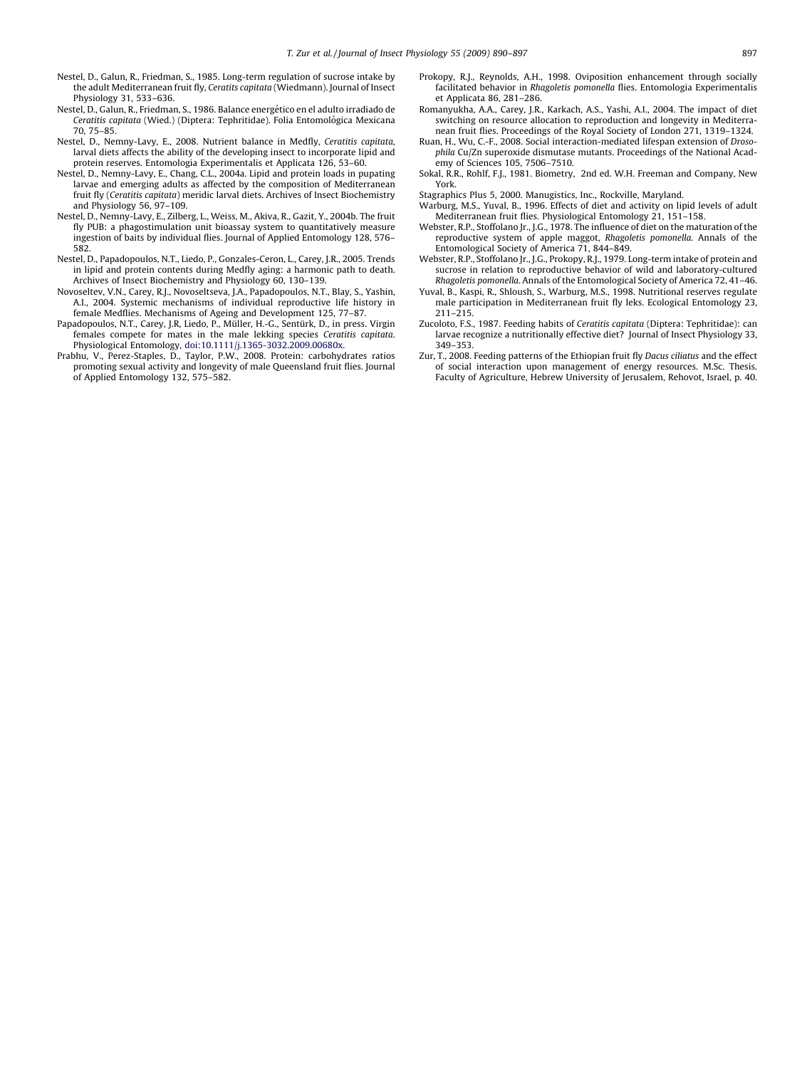Nestel, D., Galun, R., Friedman, S., 1985. Long-term regulation of sucrose intake by the adult Mediterranean fruit fly, *Ceratits capitata* (Wiedmann). Journal of Insect Physiology 31, 533–636.

Nestel, D., Galun, R., Friedman, S., 1986. Balance energético en el adulto irradiado de *Ceratitis capitata* (Wied.) (Diptera: Tephritidae). Folia Entomológica Mexicana 70, 75–85.

Nestel, D., Nemny-Lavy, E., 2008. Nutrient balance in Medfly, *Ceratitis capitata*, larval diets affects the ability of the developing insect to incorporate lipid and protein reserves. Entomologia Experimentalis et Applicata 126, 53–60.

Nestel, D., Nemny-Lavy, E., Chang, C.L., 2004a. Lipid and protein loads in pupating larvae and emerging adults as affected by the composition of Mediterranean fruit fly (*Ceratitis capitata*) meridic larval diets. Archives of Insect Biochemistry and Physiology 56, 97–109.

Nestel, D., Nemny-Lavy, E., Zilberg, L., Weiss, M., Akiva, R., Gazit, Y., 2004b. The fruit fly PUB: a phagostimulation unit bioassay system to quantitatively measure ingestion of baits by individual flies. Journal of Applied Entomology 128, 576–582.

Nestel, D., Papadopoulos, N.T., Liedo, P., Gonzales-Ceron, L., Carey, J.R., 2005. Trends in lipid and protein contents during Medfly aging: a harmonic path to death. Archives of Insect Biochemistry and Physiology 60, 130–139.

Novoseltev, V.N., Carey, R.J., Novoseltseva, J.A., Papadopoulos, N.T., Blay, S., Yashin, A.I., 2004. Systemic mechanisms of individual reproductive life history in female Medflies. Mechanisms of Ageing and Development 125, 77–87.

Papadopoulos, N.T., Carey, J.R, Liedo, P., Müller, H.-G., Sentürk, D., in press. Virgin females compete for mates in the male lekking species *Ceratitis capitata*. Physiological Entomology, doi:10.1111/j.1365-3032.2009.00680x.

Prabhu, V., Perez-Staples, D., Taylor, P.W., 2008. Protein: carbohydrates ratios promoting sexual activity and longevity of male Queensland fruit flies. Journal of Applied Entomology 132, 575–582.

Prokopy, R.J., Reynolds, A.H., 1998. Oviposition enhancement through socially facilitated behavior in *Rhagoletis pomonella* flies. Entomologia Experimentalis et Applicata 86, 281–286.

Romanyukha, A.A., Carey, J.R., Karkach, A.S., Yashi, A.I., 2004. The impact of diet switching on resource allocation to reproduction and longevity in Mediterranean fruit flies. Proceedings of the Royal Society of London 271, 1319–1324.

Ruan, H., Wu, C.-F., 2008. Social interaction-mediated lifespan extension of *Drosophila* Cu/Zn superoxide dismutase mutants. Proceedings of the National Academy of Sciences 105, 7506–7510.

Sokal, R.R., Rohlf, F.J., 1981. Biometry, 2nd ed. W.H. Freeman and Company, New York.

Stagraphics Plus 5, 2000. Manugistics, Inc., Rockville, Maryland.

Warburg, M.S., Yuval, B., 1996. Effects of diet and activity on lipid levels of adult Mediterranean fruit flies. Physiological Entomology 21, 151–158.

Webster, R.P., Stoffolano Jr., J.G., 1978. The influence of diet on the maturation of the reproductive system of apple maggot, *Rhagoletis pomonella*. Annals of the Entomological Society of America 71, 844–849.

Webster, R.P., Stoffolano Jr., J.G., Prokopy, R.J., 1979. Long-term intake of protein and sucrose in relation to reproductive behavior of wild and laboratory-cultured *Rhagoletis pomonella*. Annals of the Entomological Society of America 72, 41–46.

Yuval, B., Kaspi, R., Shloush, S., Warburg, M.S., 1998. Nutritional reserves regulate male participation in Mediterranean fruit fly leks. Ecological Entomology 23, 211–215.

Zucoloto, F.S., 1987. Feeding habits of *Ceratitis capitata* (Diptera: Tephritidae): can larvae recognize a nutritionally effective diet? Journal of Insect Physiology 33, 349–353.

Zur, T., 2008. Feeding patterns of the Ethiopian fruit fly *Dacus ciliatus* and the effect of social interaction upon management of energy resources. M.Sc. Thesis. Faculty of Agriculture, Hebrew University of Jerusalem, Rehovot, Israel, p. 40.